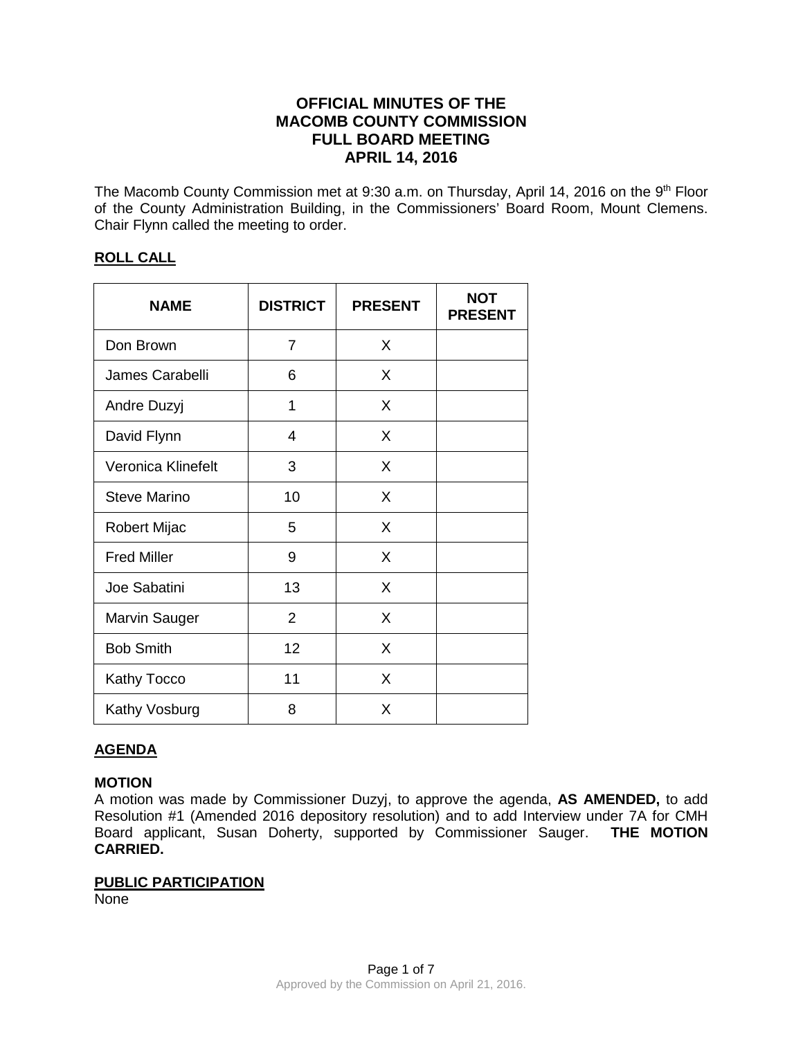# OFFICIAL MINUTES OF THE MACOMB COUNTY COMMISSION FULL BOARD MEETING APRIL 14, 2016

The Macomb County Commission met at 9:30 a.m. on Thursday, April 14, 2016 on the 9th Floor of the County Administration Building, in the Commissioners' Board Room, Mount Clemens. Chair Flynn called the meeting to order.

## ROLL CALL

| NAME | DISTRICT | PRESENT | NOT PRESENT |
|---|---|---|---|
| Don Brown | 7 | X | |
| James Carabelli | 6 | X | |
| Andre Duzyj | 1 | X | |
| David Flynn | 4 | X | |
| Veronica Klinefelt | 3 | X | |
| Steve Marino | 10 | X | |
| Robert Mijac | 5 | X | |
| Fred Miller | 9 | X | |
| Joe Sabatini | 13 | X | |
| Marvin Sauger | 2 | X | |
| Bob Smith | 12 | X | |
| Kathy Tocco | 11 | X | |
| Kathy Vosburg | 8 | X | |

## AGENDA

**MOTION**

A motion was made by Commissioner Duzyj, to approve the agenda, **AS AMENDED,** to add Resolution #1 (Amended 2016 depository resolution) and to add Interview under 7A for CMH Board applicant, Susan Doherty, supported by Commissioner Sauger. **THE MOTION CARRIED.**

## PUBLIC PARTICIPATION

None

Approved by the Commission on April 21, 2016.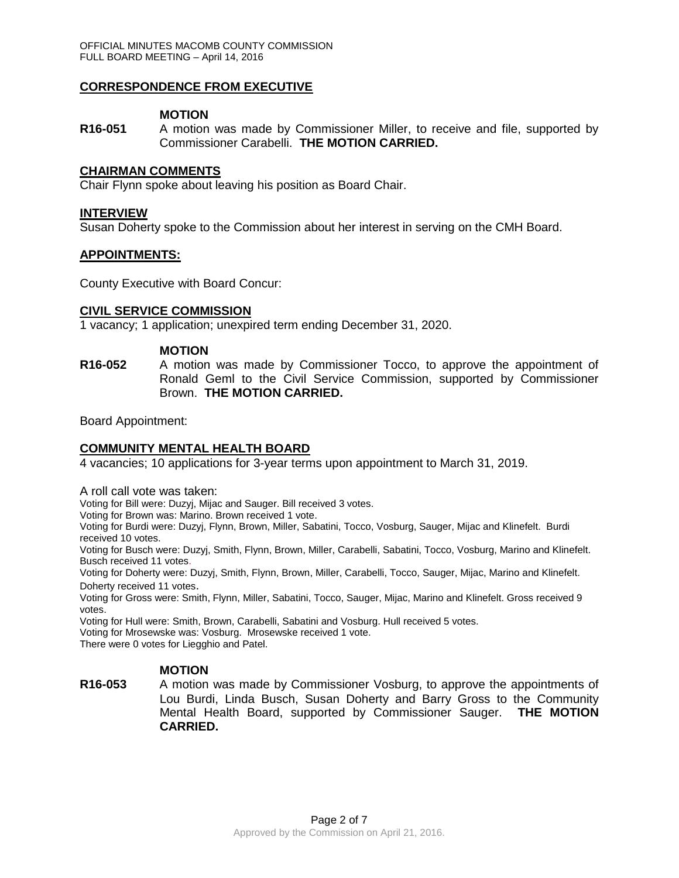## CORRESPONDENCE FROM EXECUTIVE

**MOTION**

**R16-051** A motion was made by Commissioner Miller, to receive and file, supported by Commissioner Carabelli. **THE MOTION CARRIED.**

## CHAIRMAN COMMENTS

Chair Flynn spoke about leaving his position as Board Chair.

## INTERVIEW

Susan Doherty spoke to the Commission about her interest in serving on the CMH Board.

## APPOINTMENTS:

County Executive with Board Concur:

## CIVIL SERVICE COMMISSION

1 vacancy; 1 application; unexpired term ending December 31, 2020.

**MOTION**

**R16-052** A motion was made by Commissioner Tocco, to approve the appointment of Ronald Geml to the Civil Service Commission, supported by Commissioner Brown. **THE MOTION CARRIED.**

Board Appointment:

## COMMUNITY MENTAL HEALTH BOARD

4 vacancies; 10 applications for 3-year terms upon appointment to March 31, 2019.

A roll call vote was taken:

Voting for Bill were: Duzyj, Mijac and Sauger. Bill received 3 votes.

Voting for Brown was: Marino. Brown received 1 vote.

Voting for Burdi were: Duzyj, Flynn, Brown, Miller, Sabatini, Tocco, Vosburg, Sauger, Mijac and Klinefelt. Burdi received 10 votes.

Voting for Busch were: Duzyj, Smith, Flynn, Brown, Miller, Carabelli, Sabatini, Tocco, Vosburg, Marino and Klinefelt. Busch received 11 votes.

Voting for Doherty were: Duzyj, Smith, Flynn, Brown, Miller, Carabelli, Tocco, Sauger, Mijac, Marino and Klinefelt. Doherty received 11 votes.

Voting for Gross were: Smith, Flynn, Miller, Sabatini, Tocco, Sauger, Mijac, Marino and Klinefelt. Gross received 9 votes.

Voting for Hull were: Smith, Brown, Carabelli, Sabatini and Vosburg. Hull received 5 votes.

Voting for Mrosewske was: Vosburg. Mrosewske received 1 vote.

There were 0 votes for Liegghio and Patel.

**MOTION**

**R16-053** A motion was made by Commissioner Vosburg, to approve the appointments of Lou Burdi, Linda Busch, Susan Doherty and Barry Gross to the Community Mental Health Board, supported by Commissioner Sauger. **THE MOTION CARRIED.**

Approved by the Commission on April 21, 2016.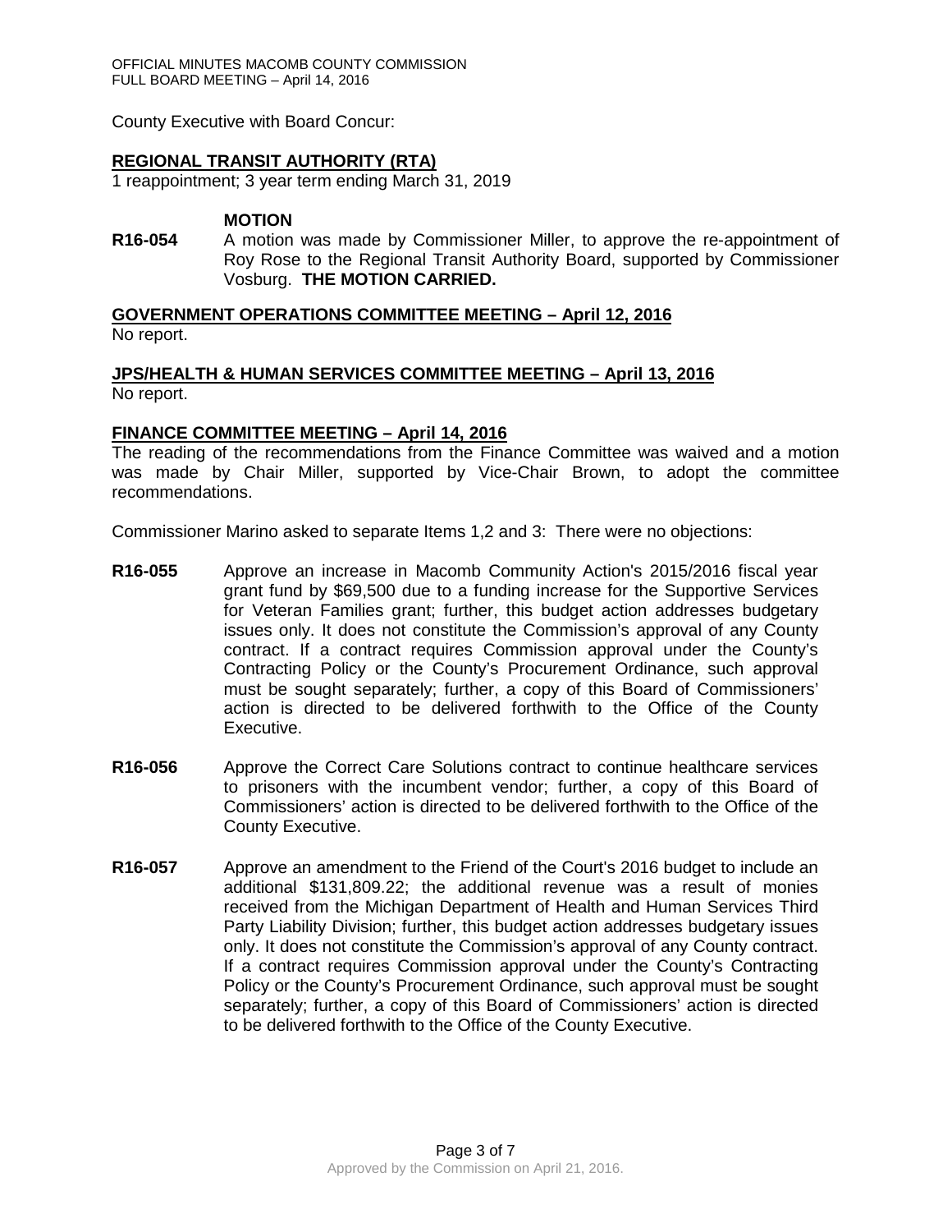County Executive with Board Concur:

**REGIONAL TRANSIT AUTHORITY (RTA)**

1 reappointment; 3 year term ending March 31, 2019

**MOTION**

**R16-054** A motion was made by Commissioner Miller, to approve the re-appointment of Roy Rose to the Regional Transit Authority Board, supported by Commissioner Vosburg. **THE MOTION CARRIED.**

**GOVERNMENT OPERATIONS COMMITTEE MEETING – April 12, 2016**

No report.

**JPS/HEALTH & HUMAN SERVICES COMMITTEE MEETING – April 13, 2016**

No report.

**FINANCE COMMITTEE MEETING – April 14, 2016**

The reading of the recommendations from the Finance Committee was waived and a motion was made by Chair Miller, supported by Vice-Chair Brown, to adopt the committee recommendations.

Commissioner Marino asked to separate Items 1,2 and 3: There were no objections:

**R16-055** Approve an increase in Macomb Community Action's 2015/2016 fiscal year grant fund by $69,500 due to a funding increase for the Supportive Services for Veteran Families grant; further, this budget action addresses budgetary issues only. It does not constitute the Commission's approval of any County contract. If a contract requires Commission approval under the County's Contracting Policy or the County's Procurement Ordinance, such approval must be sought separately; further, a copy of this Board of Commissioners' action is directed to be delivered forthwith to the Office of the County Executive.

**R16-056** Approve the Correct Care Solutions contract to continue healthcare services to prisoners with the incumbent vendor; further, a copy of this Board of Commissioners' action is directed to be delivered forthwith to the Office of the County Executive.

**R16-057** Approve an amendment to the Friend of the Court's 2016 budget to include an additional $131,809.22; the additional revenue was a result of monies received from the Michigan Department of Health and Human Services Third Party Liability Division; further, this budget action addresses budgetary issues only. It does not constitute the Commission's approval of any County contract. If a contract requires Commission approval under the County's Contracting Policy or the County's Procurement Ordinance, such approval must be sought separately; further, a copy of this Board of Commissioners' action is directed to be delivered forthwith to the Office of the County Executive.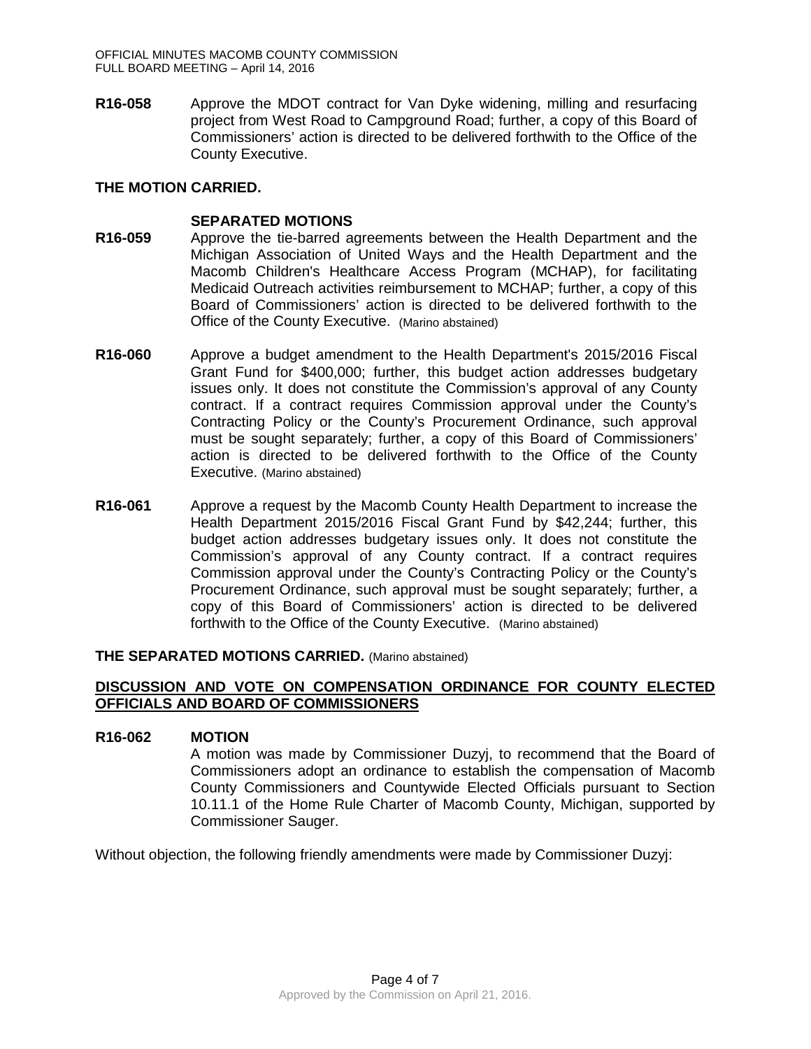**R16-058** Approve the MDOT contract for Van Dyke widening, milling and resurfacing project from West Road to Campground Road; further, a copy of this Board of Commissioners' action is directed to be delivered forthwith to the Office of the County Executive.

**THE MOTION CARRIED.**

**SEPARATED MOTIONS**

**R16-059** Approve the tie-barred agreements between the Health Department and the Michigan Association of United Ways and the Health Department and the Macomb Children's Healthcare Access Program (MCHAP), for facilitating Medicaid Outreach activities reimbursement to MCHAP; further, a copy of this Board of Commissioners' action is directed to be delivered forthwith to the Office of the County Executive. (Marino abstained)

**R16-060** Approve a budget amendment to the Health Department's 2015/2016 Fiscal Grant Fund for $400,000; further, this budget action addresses budgetary issues only. It does not constitute the Commission's approval of any County contract. If a contract requires Commission approval under the County's Contracting Policy or the County's Procurement Ordinance, such approval must be sought separately; further, a copy of this Board of Commissioners' action is directed to be delivered forthwith to the Office of the County Executive. (Marino abstained)

**R16-061** Approve a request by the Macomb County Health Department to increase the Health Department 2015/2016 Fiscal Grant Fund by $42,244; further, this budget action addresses budgetary issues only. It does not constitute the Commission's approval of any County contract. If a contract requires Commission approval under the County's Contracting Policy or the County's Procurement Ordinance, such approval must be sought separately; further, a copy of this Board of Commissioners' action is directed to be delivered forthwith to the Office of the County Executive. (Marino abstained)

**THE SEPARATED MOTIONS CARRIED.** (Marino abstained)

**DISCUSSION AND VOTE ON COMPENSATION ORDINANCE FOR COUNTY ELECTED OFFICIALS AND BOARD OF COMMISSIONERS**

**R16-062 MOTION**

A motion was made by Commissioner Duzyj, to recommend that the Board of Commissioners adopt an ordinance to establish the compensation of Macomb County Commissioners and Countywide Elected Officials pursuant to Section 10.11.1 of the Home Rule Charter of Macomb County, Michigan, supported by Commissioner Sauger.

Without objection, the following friendly amendments were made by Commissioner Duzyj:

Approved by the Commission on April 21, 2016.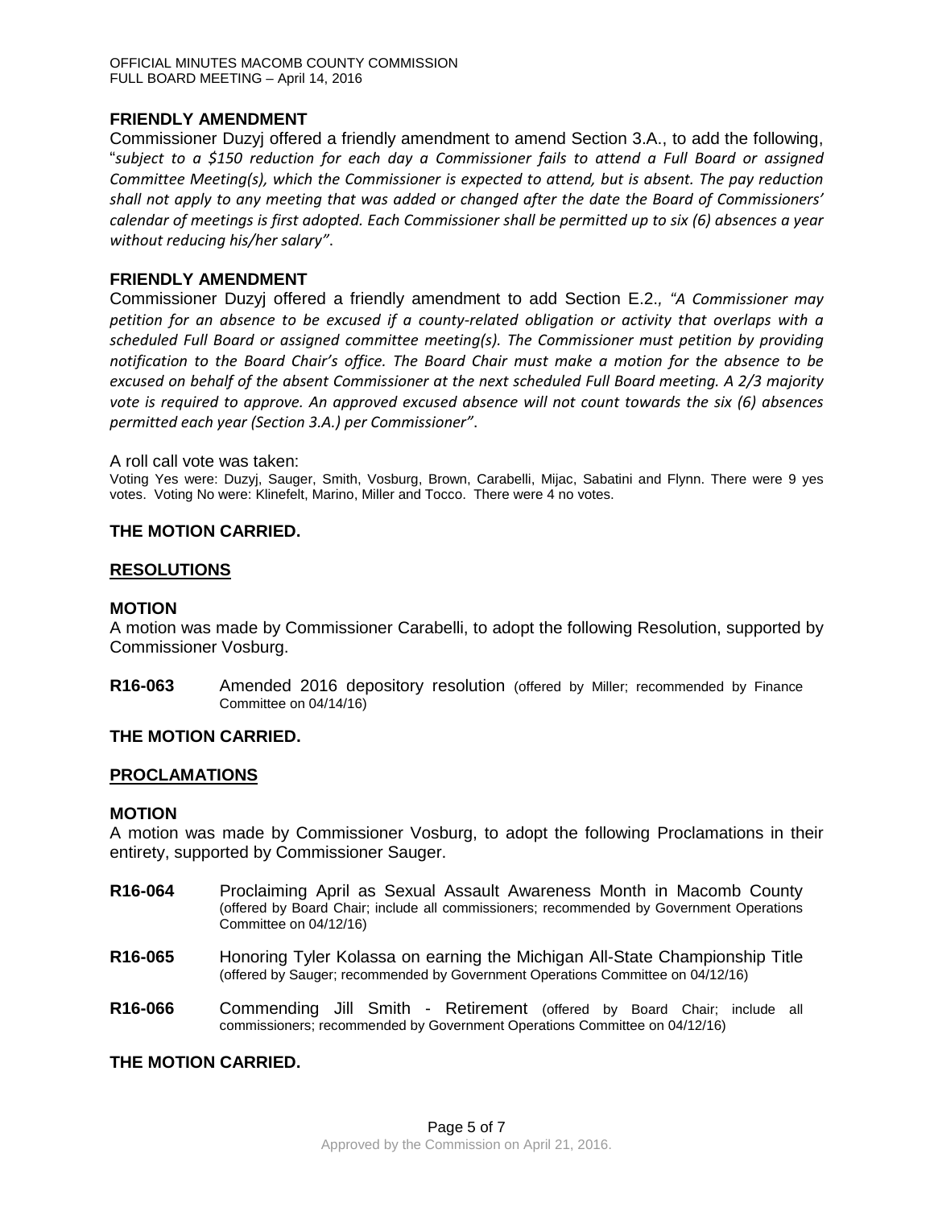### FRIENDLY AMENDMENT

Commissioner Duzyj offered a friendly amendment to amend Section 3.A., to add the following, "*subject to a $150 reduction for each day a Commissioner fails to attend a Full Board or assigned Committee Meeting(s), which the Commissioner is expected to attend, but is absent. The pay reduction shall not apply to any meeting that was added or changed after the date the Board of Commissioners' calendar of meetings is first adopted. Each Commissioner shall be permitted up to six (6) absences a year without reducing his/her salary"*.

### FRIENDLY AMENDMENT

Commissioner Duzyj offered a friendly amendment to add Section E.2., *"A Commissioner may petition for an absence to be excused if a county-related obligation or activity that overlaps with a scheduled Full Board or assigned committee meeting(s). The Commissioner must petition by providing notification to the Board Chair's office. The Board Chair must make a motion for the absence to be excused on behalf of the absent Commissioner at the next scheduled Full Board meeting. A 2/3 majority vote is required to approve. An approved excused absence will not count towards the six (6) absences permitted each year (Section 3.A.) per Commissioner"*.

A roll call vote was taken:

Voting Yes were: Duzyj, Sauger, Smith, Vosburg, Brown, Carabelli, Mijac, Sabatini and Flynn. There were 9 yes votes. Voting No were: Klinefelt, Marino, Miller and Tocco. There were 4 no votes.

### THE MOTION CARRIED.

## RESOLUTIONS

### MOTION

A motion was made by Commissioner Carabelli, to adopt the following Resolution, supported by Commissioner Vosburg.

**R16-063** Amended 2016 depository resolution (offered by Miller; recommended by Finance Committee on 04/14/16)

### THE MOTION CARRIED.

## PROCLAMATIONS

### MOTION

A motion was made by Commissioner Vosburg, to adopt the following Proclamations in their entirety, supported by Commissioner Sauger.

**R16-064** Proclaiming April as Sexual Assault Awareness Month in Macomb County (offered by Board Chair; include all commissioners; recommended by Government Operations Committee on 04/12/16)

**R16-065** Honoring Tyler Kolassa on earning the Michigan All-State Championship Title (offered by Sauger; recommended by Government Operations Committee on 04/12/16)

**R16-066** Commending Jill Smith - Retirement (offered by Board Chair; include all commissioners; recommended by Government Operations Committee on 04/12/16)

### THE MOTION CARRIED.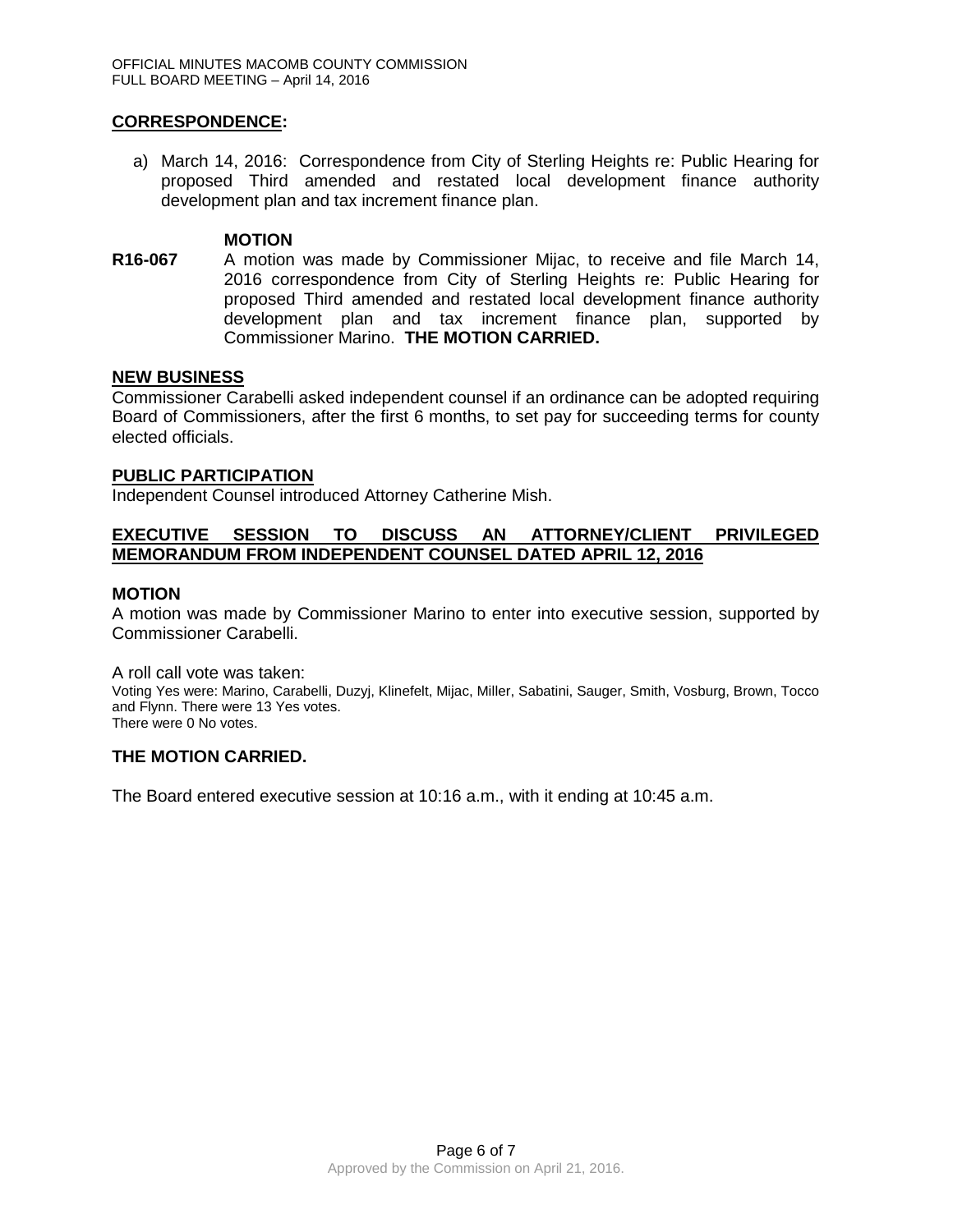## CORRESPONDENCE:

a) March 14, 2016: Correspondence from City of Sterling Heights re: Public Hearing for proposed Third amended and restated local development finance authority development plan and tax increment finance plan.

**MOTION**

**R16-067** A motion was made by Commissioner Mijac, to receive and file March 14, 2016 correspondence from City of Sterling Heights re: Public Hearing for proposed Third amended and restated local development finance authority development plan and tax increment finance plan, supported by Commissioner Marino. **THE MOTION CARRIED.**

## NEW BUSINESS

Commissioner Carabelli asked independent counsel if an ordinance can be adopted requiring Board of Commissioners, after the first 6 months, to set pay for succeeding terms for county elected officials.

## PUBLIC PARTICIPATION

Independent Counsel introduced Attorney Catherine Mish.

## EXECUTIVE SESSION TO DISCUSS AN ATTORNEY/CLIENT PRIVILEGED MEMORANDUM FROM INDEPENDENT COUNSEL DATED APRIL 12, 2016

**MOTION**

A motion was made by Commissioner Marino to enter into executive session, supported by Commissioner Carabelli.

A roll call vote was taken:
Voting Yes were: Marino, Carabelli, Duzyj, Klinefelt, Mijac, Miller, Sabatini, Sauger, Smith, Vosburg, Brown, Tocco and Flynn. There were 13 Yes votes.
There were 0 No votes.

**THE MOTION CARRIED.**

The Board entered executive session at 10:16 a.m., with it ending at 10:45 a.m.

Approved by the Commission on April 21, 2016.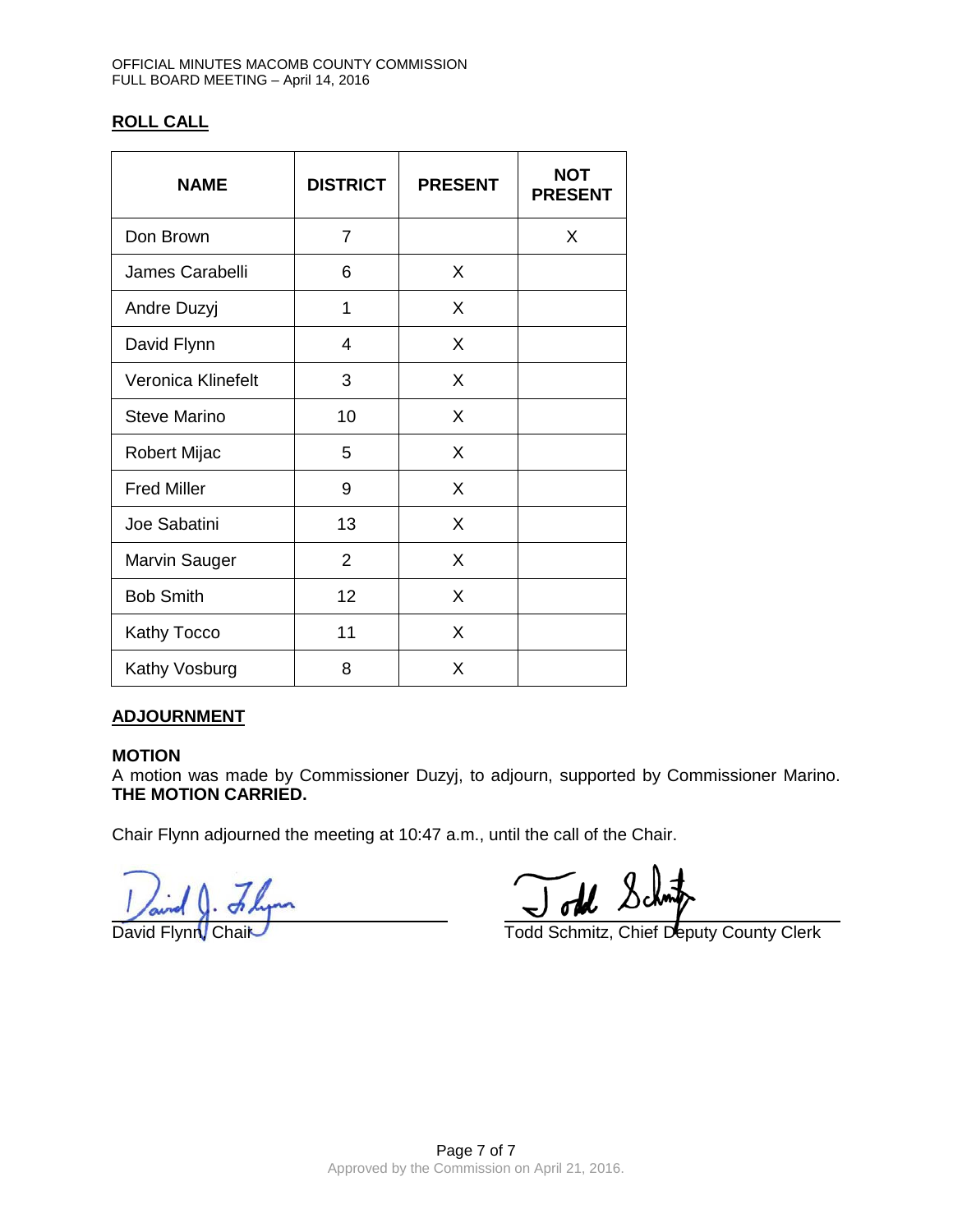## ROLL CALL

| NAME | DISTRICT | PRESENT | NOT PRESENT |
|---|---|---|---|
| Don Brown | 7 | | X |
| James Carabelli | 6 | X | |
| Andre Duzyj | 1 | X | |
| David Flynn | 4 | X | |
| Veronica Klinefelt | 3 | X | |
| Steve Marino | 10 | X | |
| Robert Mijac | 5 | X | |
| Fred Miller | 9 | X | |
| Joe Sabatini | 13 | X | |
| Marvin Sauger | 2 | X | |
| Bob Smith | 12 | X | |
| Kathy Tocco | 11 | X | |
| Kathy Vosburg | 8 | X | |

## ADJOURNMENT

**MOTION**

A motion was made by Commissioner Duzyj, to adjourn, supported by Commissioner Marino. **THE MOTION CARRIED.**

Chair Flynn adjourned the meeting at 10:47 a.m., until the call of the Chair.

David Flynn, Chair

Todd Schmitz, Chief Deputy County Clerk

Approved by the Commission on April 21, 2016.